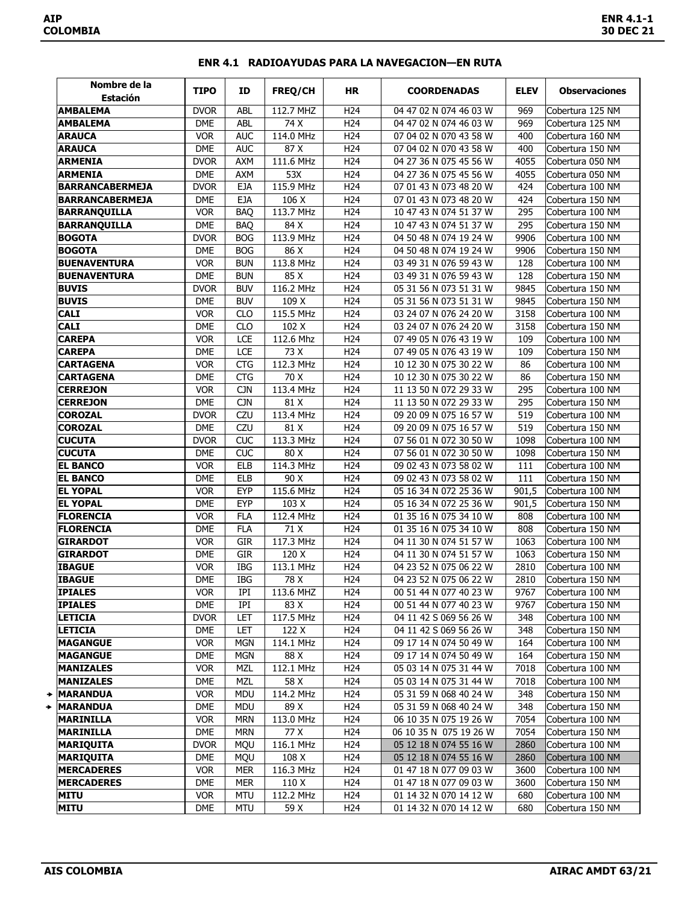## ENR 4.1 RADIOAYUDAS PARA LA NAVEGACION—EN RUTA

| Nombre de la Estación | TIPO | ID | FREQ/CH | HR | COORDENADAS | ELEV | Observaciones |
|---|---|---|---|---|---|---|---|
| **AMBALEMA** | DVOR | ABL | 112.7 MHZ | H24 | 04 47 02 N 074 46 03 W | 969 | Cobertura 125 NM |
| **AMBALEMA** | DME | ABL | 74 X | H24 | 04 47 02 N 074 46 03 W | 969 | Cobertura 125 NM |
| **ARAUCA** | VOR | AUC | 114.0 MHz | H24 | 07 04 02 N 070 43 58 W | 400 | Cobertura 160 NM |
| **ARAUCA** | DME | AUC | 87 X | H24 | 07 04 02 N 070 43 58 W | 400 | Cobertura 150 NM |
| **ARMENIA** | DVOR | AXM | 111.6 MHz | H24 | 04 27 36 N 075 45 56 W | 4055 | Cobertura 050 NM |
| **ARMENIA** | DME | AXM | 53X | H24 | 04 27 36 N 075 45 56 W | 4055 | Cobertura 050 NM |
| **BARRANCABERMEJA** | DVOR | EJA | 115.9 MHz | H24 | 07 01 43 N 073 48 20 W | 424 | Cobertura 100 NM |
| **BARRANCABERMEJA** | DME | EJA | 106 X | H24 | 07 01 43 N 073 48 20 W | 424 | Cobertura 150 NM |
| **BARRANQUILLA** | VOR | BAQ | 113.7 MHz | H24 | 10 47 43 N 074 51 37 W | 295 | Cobertura 100 NM |
| **BARRANQUILLA** | DME | BAQ | 84 X | H24 | 10 47 43 N 074 51 37 W | 295 | Cobertura 150 NM |
| **BOGOTA** | DVOR | BOG | 113.9 MHz | H24 | 04 50 48 N 074 19 24 W | 9906 | Cobertura 100 NM |
| **BOGOTA** | DME | BOG | 86 X | H24 | 04 50 48 N 074 19 24 W | 9906 | Cobertura 150 NM |
| **BUENAVENTURA** | VOR | BUN | 113.8 MHz | H24 | 03 49 31 N 076 59 43 W | 128 | Cobertura 100 NM |
| **BUENAVENTURA** | DME | BUN | 85 X | H24 | 03 49 31 N 076 59 43 W | 128 | Cobertura 150 NM |
| **BUVIS** | DVOR | BUV | 116.2 MHz | H24 | 05 31 56 N 073 51 31 W | 9845 | Cobertura 150 NM |
| **BUVIS** | DME | BUV | 109 X | H24 | 05 31 56 N 073 51 31 W | 9845 | Cobertura 150 NM |
| **CALI** | VOR | CLO | 115.5 MHz | H24 | 03 24 07 N 076 24 20 W | 3158 | Cobertura 100 NM |
| **CALI** | DME | CLO | 102 X | H24 | 03 24 07 N 076 24 20 W | 3158 | Cobertura 150 NM |
| **CAREPA** | VOR | LCE | 112.6 Mhz | H24 | 07 49 05 N 076 43 19 W | 109 | Cobertura 100 NM |
| **CAREPA** | DME | LCE | 73 X | H24 | 07 49 05 N 076 43 19 W | 109 | Cobertura 150 NM |
| **CARTAGENA** | VOR | CTG | 112.3 MHz | H24 | 10 12 30 N 075 30 22 W | 86 | Cobertura 100 NM |
| **CARTAGENA** | DME | CTG | 70 X | H24 | 10 12 30 N 075 30 22 W | 86 | Cobertura 150 NM |
| **CERREJON** | VOR | CJN | 113.4 MHz | H24 | 11 13 50 N 072 29 33 W | 295 | Cobertura 100 NM |
| **CERREJON** | DME | CJN | 81 X | H24 | 11 13 50 N 072 29 33 W | 295 | Cobertura 150 NM |
| **COROZAL** | DVOR | CZU | 113.4 MHz | H24 | 09 20 09 N 075 16 57 W | 519 | Cobertura 100 NM |
| **COROZAL** | DME | CZU | 81 X | H24 | 09 20 09 N 075 16 57 W | 519 | Cobertura 150 NM |
| **CUCUTA** | DVOR | CUC | 113.3 MHz | H24 | 07 56 01 N 072 30 50 W | 1098 | Cobertura 100 NM |
| **CUCUTA** | DME | CUC | 80 X | H24 | 07 56 01 N 072 30 50 W | 1098 | Cobertura 150 NM |
| **EL BANCO** | VOR | ELB | 114.3 MHz | H24 | 09 02 43 N 073 58 02 W | 111 | Cobertura 100 NM |
| **EL BANCO** | DME | ELB | 90 X | H24 | 09 02 43 N 073 58 02 W | 111 | Cobertura 150 NM |
| **EL YOPAL** | VOR | EYP | 115.6 MHz | H24 | 05 16 34 N 072 25 36 W | 901,5 | Cobertura 100 NM |
| **EL YOPAL** | DME | EYP | 103 X | H24 | 05 16 34 N 072 25 36 W | 901,5 | Cobertura 150 NM |
| **FLORENCIA** | VOR | FLA | 112.4 MHz | H24 | 01 35 16 N 075 34 10 W | 808 | Cobertura 100 NM |
| **FLORENCIA** | DME | FLA | 71 X | H24 | 01 35 16 N 075 34 10 W | 808 | Cobertura 150 NM |
| **GIRARDOT** | VOR | GIR | 117.3 MHz | H24 | 04 11 30 N 074 51 57 W | 1063 | Cobertura 100 NM |
| **GIRARDOT** | DME | GIR | 120 X | H24 | 04 11 30 N 074 51 57 W | 1063 | Cobertura 150 NM |
| **IBAGUE** | VOR | IBG | 113.1 MHz | H24 | 04 23 52 N 075 06 22 W | 2810 | Cobertura 100 NM |
| **IBAGUE** | DME | IBG | 78 X | H24 | 04 23 52 N 075 06 22 W | 2810 | Cobertura 150 NM |
| **IPIALES** | VOR | IPI | 113.6 MHZ | H24 | 00 51 44 N 077 40 23 W | 9767 | Cobertura 100 NM |
| **IPIALES** | DME | IPI | 83 X | H24 | 00 51 44 N 077 40 23 W | 9767 | Cobertura 150 NM |
| **LETICIA** | DVOR | LET | 117.5 MHz | H24 | 04 11 42 S 069 56 26 W | 348 | Cobertura 100 NM |
| **LETICIA** | DME | LET | 122 X | H24 | 04 11 42 S 069 56 26 W | 348 | Cobertura 150 NM |
| **MAGANGUE** | VOR | MGN | 114.1 MHz | H24 | 09 17 14 N 074 50 49 W | 164 | Cobertura 100 NM |
| **MAGANGUE** | DME | MGN | 88 X | H24 | 09 17 14 N 074 50 49 W | 164 | Cobertura 150 NM |
| **MANIZALES** | VOR | MZL | 112.1 MHz | H24 | 05 03 14 N 075 31 44 W | 7018 | Cobertura 100 NM |
| **MANIZALES** | DME | MZL | 58 X | H24 | 05 03 14 N 075 31 44 W | 7018 | Cobertura 100 NM |
| **MARANDUA** | VOR | MDU | 114.2 MHz | H24 | 05 31 59 N 068 40 24 W | 348 | Cobertura 150 NM |
| **MARANDUA** | DME | MDU | 89 X | H24 | 05 31 59 N 068 40 24 W | 348 | Cobertura 150 NM |
| **MARINILLA** | VOR | MRN | 113.0 MHz | H24 | 06 10 35 N 075 19 26 W | 7054 | Cobertura 100 NM |
| **MARINILLA** | DME | MRN | 77 X | H24 | 06 10 35 N 075 19 26 W | 7054 | Cobertura 150 NM |
| **MARIQUITA** | DVOR | MQU | 116.1 MHz | H24 | 05 12 18 N 074 55 16 W | 2860 | Cobertura 100 NM |
| **MARIQUITA** | DME | MQU | 108 X | H24 | 05 12 18 N 074 55 16 W | 2860 | Cobertura 100 NM |
| **MERCADERES** | VOR | MER | 116.3 MHz | H24 | 01 47 18 N 077 09 03 W | 3600 | Cobertura 100 NM |
| **MERCADERES** | DME | MER | 110 X | H24 | 01 47 18 N 077 09 03 W | 3600 | Cobertura 150 NM |
| **MITU** | VOR | MTU | 112.2 MHz | H24 | 01 14 32 N 070 14 12 W | 680 | Cobertura 100 NM |
| **MITU** | DME | MTU | 59 X | H24 | 01 14 32 N 070 14 12 W | 680 | Cobertura 150 NM |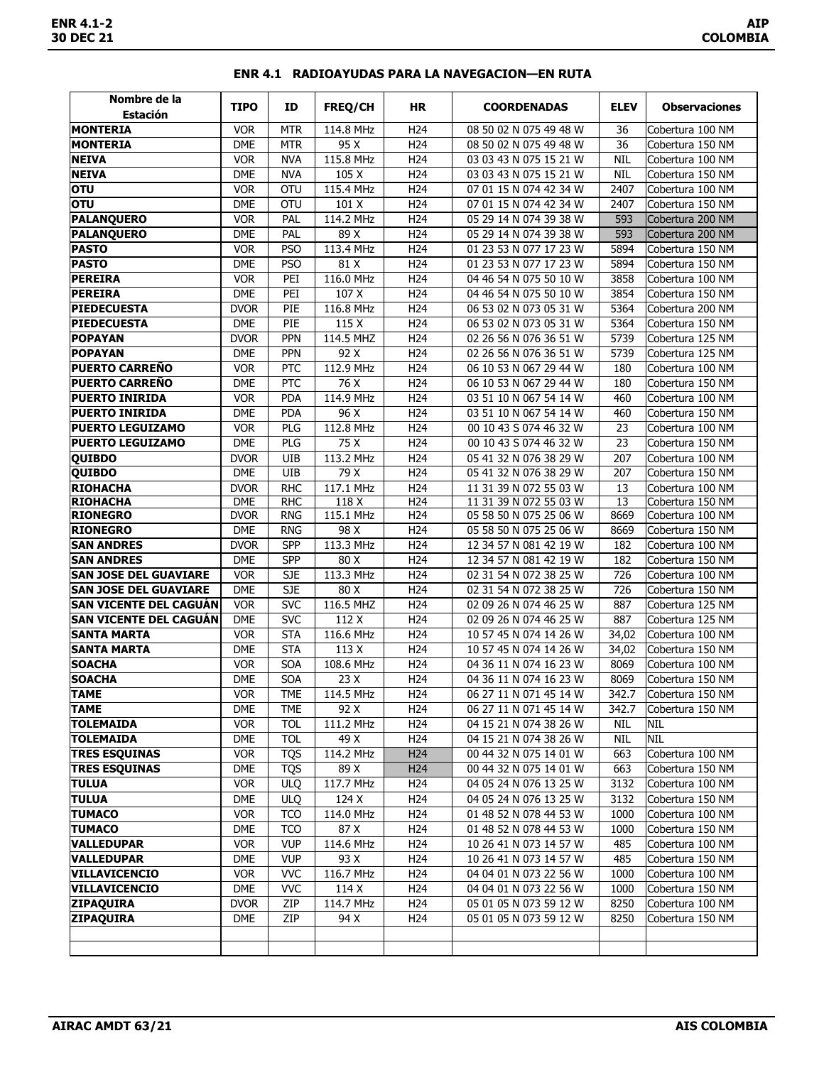## ENR 4.1 RADIOAYUDAS PARA LA NAVEGACION—EN RUTA

| Nombre de la Estación | TIPO | ID | FREQ/CH | HR | COORDENADAS | ELEV | Observaciones |
|---|---|---|---|---|---|---|---|
| **MONTERIA** | VOR | MTR | 114.8 MHz | H24 | 08 50 02 N 075 49 48 W | 36 | Cobertura 100 NM |
| **MONTERIA** | DME | MTR | 95 X | H24 | 08 50 02 N 075 49 48 W | 36 | Cobertura 150 NM |
| **NEIVA** | VOR | NVA | 115.8 MHz | H24 | 03 03 43 N 075 15 21 W | NIL | Cobertura 100 NM |
| **NEIVA** | DME | NVA | 105 X | H24 | 03 03 43 N 075 15 21 W | NIL | Cobertura 150 NM |
| **OTU** | VOR | OTU | 115.4 MHz | H24 | 07 01 15 N 074 42 34 W | 2407 | Cobertura 100 NM |
| **OTU** | DME | OTU | 101 X | H24 | 07 01 15 N 074 42 34 W | 2407 | Cobertura 150 NM |
| **PALANQUERO** | VOR | PAL | 114.2 MHz | H24 | 05 29 14 N 074 39 38 W | 593 | Cobertura 200 NM |
| **PALANQUERO** | DME | PAL | 89 X | H24 | 05 29 14 N 074 39 38 W | 593 | Cobertura 200 NM |
| **PASTO** | VOR | PSO | 113.4 MHz | H24 | 01 23 53 N 077 17 23 W | 5894 | Cobertura 150 NM |
| **PASTO** | DME | PSO | 81 X | H24 | 01 23 53 N 077 17 23 W | 5894 | Cobertura 150 NM |
| **PEREIRA** | VOR | PEI | 116.0 MHz | H24 | 04 46 54 N 075 50 10 W | 3858 | Cobertura 100 NM |
| **PEREIRA** | DME | PEI | 107 X | H24 | 04 46 54 N 075 50 10 W | 3854 | Cobertura 150 NM |
| **PIEDECUESTA** | DVOR | PIE | 116.8 MHz | H24 | 06 53 02 N 073 05 31 W | 5364 | Cobertura 200 NM |
| **PIEDECUESTA** | DME | PIE | 115 X | H24 | 06 53 02 N 073 05 31 W | 5364 | Cobertura 150 NM |
| **POPAYAN** | DVOR | PPN | 114.5 MHZ | H24 | 02 26 56 N 076 36 51 W | 5739 | Cobertura 125 NM |
| **POPAYAN** | DME | PPN | 92 X | H24 | 02 26 56 N 076 36 51 W | 5739 | Cobertura 125 NM |
| **PUERTO CARREÑO** | VOR | PTC | 112.9 MHz | H24 | 06 10 53 N 067 29 44 W | 180 | Cobertura 100 NM |
| **PUERTO CARREÑO** | DME | PTC | 76 X | H24 | 06 10 53 N 067 29 44 W | 180 | Cobertura 150 NM |
| **PUERTO INIRIDA** | VOR | PDA | 114.9 MHz | H24 | 03 51 10 N 067 54 14 W | 460 | Cobertura 100 NM |
| **PUERTO INIRIDA** | DME | PDA | 96 X | H24 | 03 51 10 N 067 54 14 W | 460 | Cobertura 150 NM |
| **PUERTO LEGUIZAMO** | VOR | PLG | 112.8 MHz | H24 | 00 10 43 S 074 46 32 W | 23 | Cobertura 100 NM |
| **PUERTO LEGUIZAMO** | DME | PLG | 75 X | H24 | 00 10 43 S 074 46 32 W | 23 | Cobertura 150 NM |
| **QUIBDO** | DVOR | UIB | 113.2 MHz | H24 | 05 41 32 N 076 38 29 W | 207 | Cobertura 100 NM |
| **QUIBDO** | DME | UIB | 79 X | H24 | 05 41 32 N 076 38 29 W | 207 | Cobertura 150 NM |
| **RIOHACHA** | DVOR | RHC | 117.1 MHz | H24 | 11 31 39 N 072 55 03 W | 13 | Cobertura 100 NM |
| **RIOHACHA** | DME | RHC | 118 X | H24 | 11 31 39 N 072 55 03 W | 13 | Cobertura 150 NM |
| **RIONEGRO** | DVOR | RNG | 115.1 MHz | H24 | 05 58 50 N 075 25 06 W | 8669 | Cobertura 100 NM |
| **RIONEGRO** | DME | RNG | 98 X | H24 | 05 58 50 N 075 25 06 W | 8669 | Cobertura 150 NM |
| **SAN ANDRES** | DVOR | SPP | 113.3 MHz | H24 | 12 34 57 N 081 42 19 W | 182 | Cobertura 100 NM |
| **SAN ANDRES** | DME | SPP | 80 X | H24 | 12 34 57 N 081 42 19 W | 182 | Cobertura 150 NM |
| **SAN JOSE DEL GUAVIARE** | VOR | SJE | 113.3 MHz | H24 | 02 31 54 N 072 38 25 W | 726 | Cobertura 100 NM |
| **SAN JOSE DEL GUAVIARE** | DME | SJE | 80 X | H24 | 02 31 54 N 072 38 25 W | 726 | Cobertura 150 NM |
| **SAN VICENTE DEL CAGUÁN** | VOR | SVC | 116.5 MHZ | H24 | 02 09 26 N 074 46 25 W | 887 | Cobertura 125 NM |
| **SAN VICENTE DEL CAGUÁN** | DME | SVC | 112 X | H24 | 02 09 26 N 074 46 25 W | 887 | Cobertura 125 NM |
| **SANTA MARTA** | VOR | STA | 116.6 MHz | H24 | 10 57 45 N 074 14 26 W | 34,02 | Cobertura 100 NM |
| **SANTA MARTA** | DME | STA | 113 X | H24 | 10 57 45 N 074 14 26 W | 34,02 | Cobertura 150 NM |
| **SOACHA** | VOR | SOA | 108.6 MHz | H24 | 04 36 11 N 074 16 23 W | 8069 | Cobertura 100 NM |
| **SOACHA** | DME | SOA | 23 X | H24 | 04 36 11 N 074 16 23 W | 8069 | Cobertura 150 NM |
| **TAME** | VOR | TME | 114.5 MHz | H24 | 06 27 11 N 071 45 14 W | 342.7 | Cobertura 150 NM |
| **TAME** | DME | TME | 92 X | H24 | 06 27 11 N 071 45 14 W | 342.7 | Cobertura 150 NM |
| **TOLEMAIDA** | VOR | TOL | 111.2 MHz | H24 | 04 15 21 N 074 38 26 W | NIL | NIL |
| **TOLEMAIDA** | DME | TOL | 49 X | H24 | 04 15 21 N 074 38 26 W | NIL | NIL |
| **TRES ESQUINAS** | VOR | TQS | 114.2 MHz | H24 | 00 44 32 N 075 14 01 W | 663 | Cobertura 100 NM |
| **TRES ESQUINAS** | DME | TQS | 89 X | H24 | 00 44 32 N 075 14 01 W | 663 | Cobertura 150 NM |
| **TULUA** | VOR | ULQ | 117.7 MHz | H24 | 04 05 24 N 076 13 25 W | 3132 | Cobertura 100 NM |
| **TULUA** | DME | ULQ | 124 X | H24 | 04 05 24 N 076 13 25 W | 3132 | Cobertura 150 NM |
| **TUMACO** | VOR | TCO | 114.0 MHz | H24 | 01 48 52 N 078 44 53 W | 1000 | Cobertura 100 NM |
| **TUMACO** | DME | TCO | 87 X | H24 | 01 48 52 N 078 44 53 W | 1000 | Cobertura 150 NM |
| **VALLEDUPAR** | VOR | VUP | 114.6 MHz | H24 | 10 26 41 N 073 14 57 W | 485 | Cobertura 100 NM |
| **VALLEDUPAR** | DME | VUP | 93 X | H24 | 10 26 41 N 073 14 57 W | 485 | Cobertura 150 NM |
| **VILLAVICENCIO** | VOR | VVC | 116.7 MHz | H24 | 04 04 01 N 073 22 56 W | 1000 | Cobertura 100 NM |
| **VILLAVICENCIO** | DME | VVC | 114 X | H24 | 04 04 01 N 073 22 56 W | 1000 | Cobertura 150 NM |
| **ZIPAQUIRA** | DVOR | ZIP | 114.7 MHz | H24 | 05 01 05 N 073 59 12 W | 8250 | Cobertura 100 NM |
| **ZIPAQUIRA** | DME | ZIP | 94 X | H24 | 05 01 05 N 073 59 12 W | 8250 | Cobertura 150 NM |
| | | | | | | | |
| | | | | | | | |